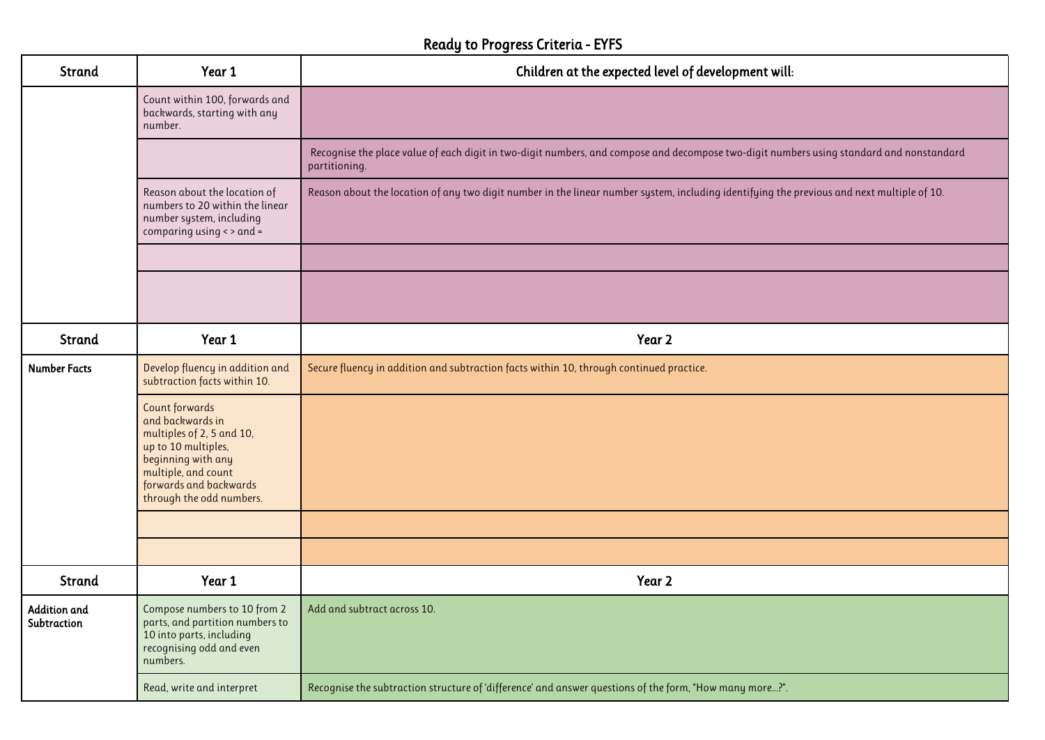# Ready to Progress Criteria - EYFS

| Strand | Year 1 | Children at the expected level of development will: |
|---|---|---|
| | Count within 100, forwards and backwards, starting with any number. | |
| | | Recognise the place value of each digit in two-digit numbers, and compose and decompose two-digit numbers using standard and nonstandard partitioning. |
| | Reason about the location of numbers to 20 within the linear number system, including comparing using < > and = | Reason about the location of any two digit number in the linear number system, including identifying the previous and next multiple of 10. |
| | | |
| | | |
| **Strand** | **Year 1** | **Year 2** |
| **Number Facts** | Develop fluency in addition and subtraction facts within 10. | Secure fluency in addition and subtraction facts within 10, through continued practice. |
| | Count forwards and backwards in multiples of 2, 5 and 10, up to 10 multiples, beginning with any multiple, and count forwards and backwards through the odd numbers. | |
| | | |
| | | |
| **Strand** | **Year 1** | **Year 2** |
| **Addition and Subtraction** | Compose numbers to 10 from 2 parts, and partition numbers to 10 into parts, including recognising odd and even numbers. | Add and subtract across 10. |
| | Read, write and interpret | Recognise the subtraction structure of 'difference' and answer questions of the form, "How many more…?". |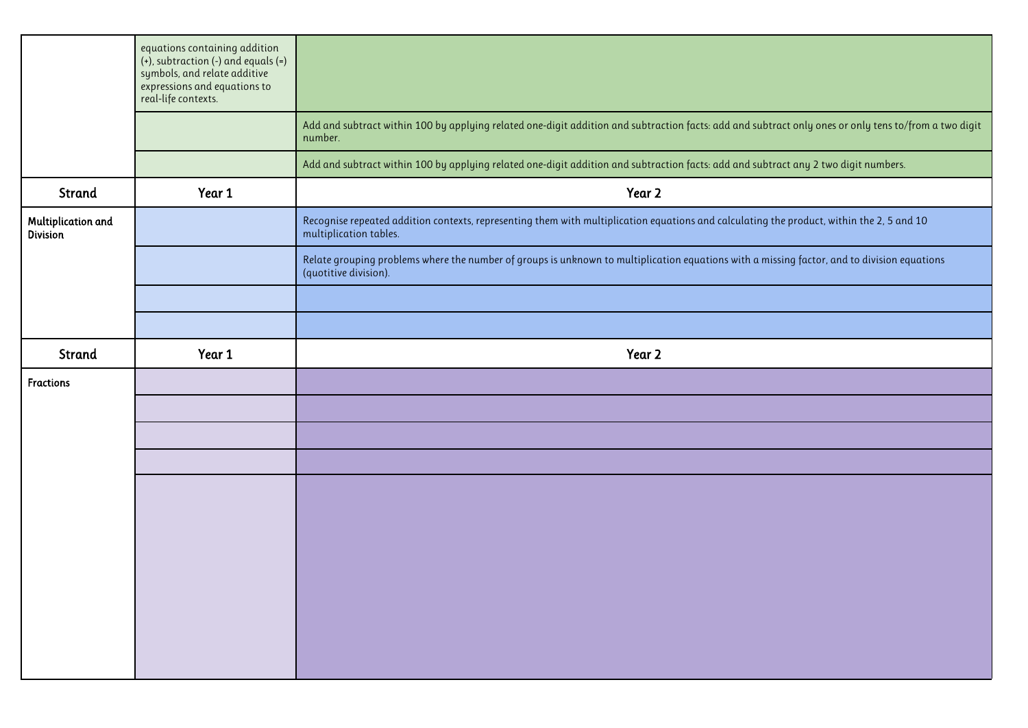| Strand | Year 1 | Year 2 |
|---|---|---|
| | equations containing addition (+), subtraction (-) and equals (=) symbols, and relate additive expressions and equations to real-life contexts. | |
| | | Add and subtract within 100 by applying related one-digit addition and subtraction facts: add and subtract only ones or only tens to/from a two digit number. |
| | | Add and subtract within 100 by applying related one-digit addition and subtraction facts: add and subtract any 2 two digit numbers. |

| Strand | Year 1 | Year 2 |
|---|---|---|
| Multiplication and Division | | Recognise repeated addition contexts, representing them with multiplication equations and calculating the product, within the 2, 5 and 10 multiplication tables. |
| | | Relate grouping problems where the number of groups is unknown to multiplication equations with a missing factor, and to division equations (quotitive division). |
| | | |
| | | |

| Strand | Year 1 | Year 2 |
|---|---|---|
| Fractions | | |
| | | |
| | | |
| | | |
| | | |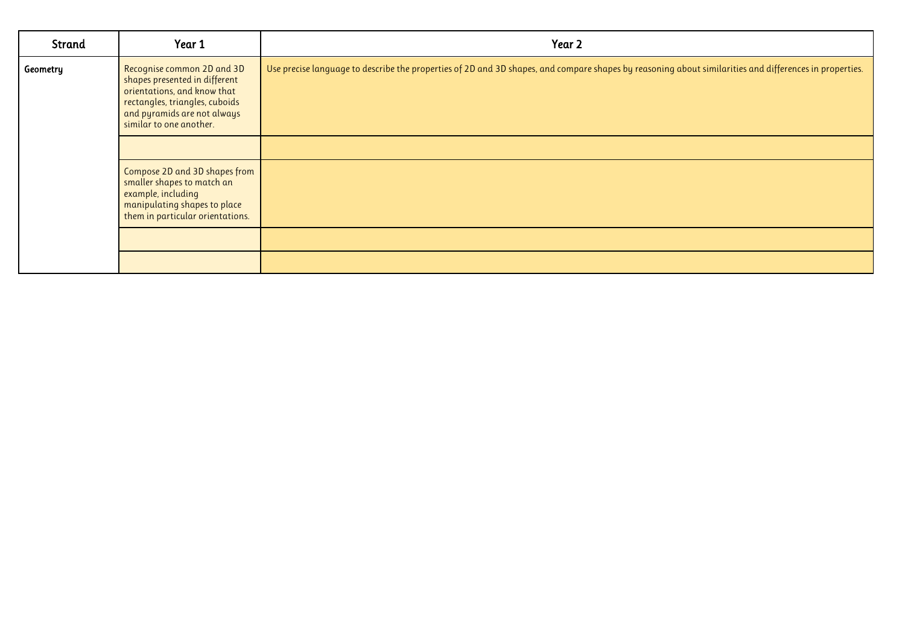| Strand | Year 1 | Year 2 |
|---|---|---|
| Geometry | Recognise common 2D and 3D shapes presented in different orientations, and know that rectangles, triangles, cuboids and pyramids are not always similar to one another. | Use precise language to describe the properties of 2D and 3D shapes, and compare shapes by reasoning about similarities and differences in properties. |
| | | |
| | Compose 2D and 3D shapes from smaller shapes to match an example, including manipulating shapes to place them in particular orientations. | |
| | | |
| | | |